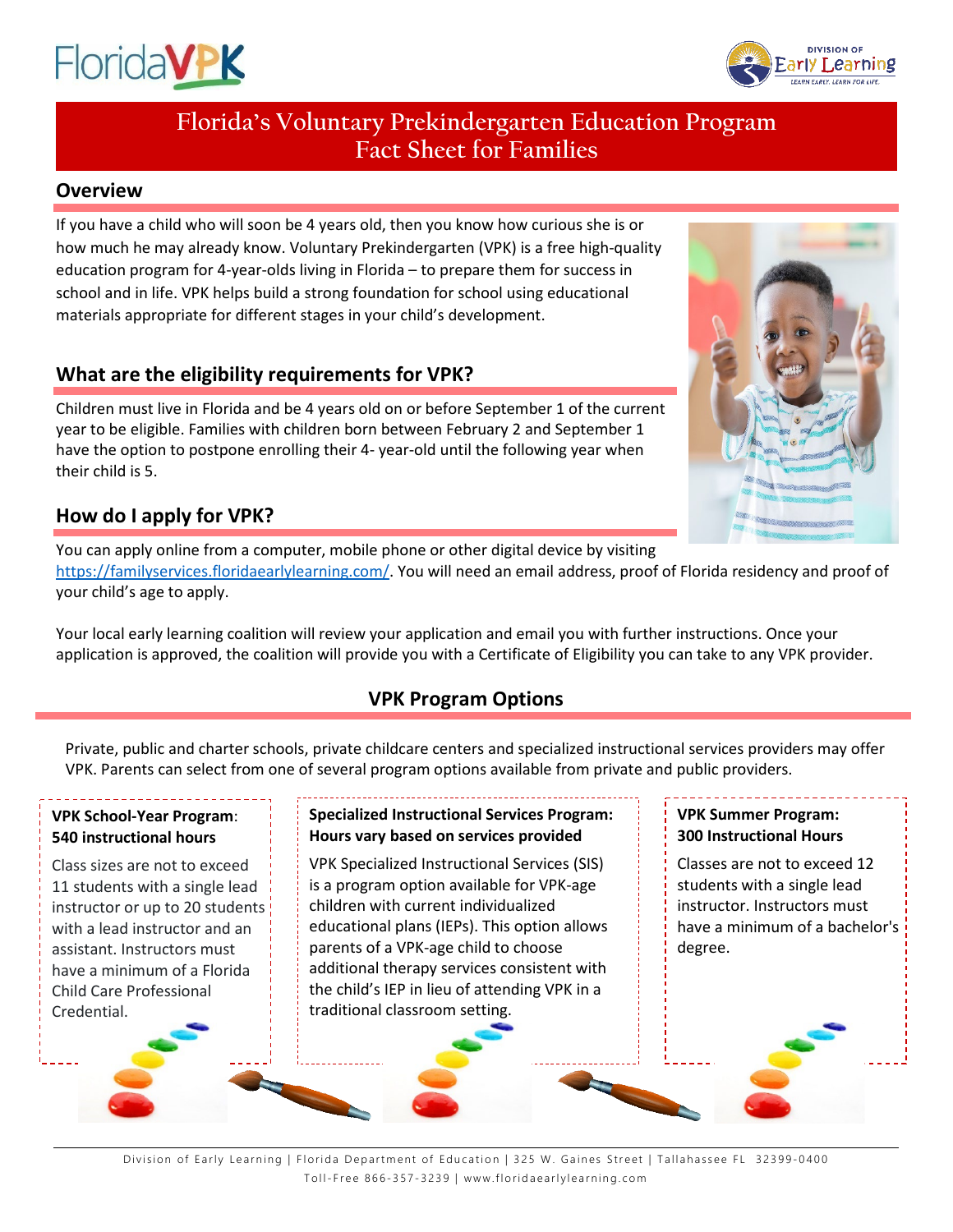# Florida's Voluntary Prekindergarten Education Program Fact Sheet for Families

## Overview

If you have a child who will soon be 4 years old, then you know how curious she is or how much he may already know. Voluntary Prekindergarten (VPK) is a free high-quality education program for 4-year-olds living in Florida – to prepare them for success in school and in life. VPK helps build a strong foundation for school using educational materials appropriate for different stages in your child's development.

## What are the eligibility requirements for VPK?

Children must live in Florida and be 4 years old on or before September 1 of the current year to be eligible. Families with children born between February 2 and September 1 have the option to postpone enrolling their 4- year-old until the following year when their child is 5.

## How do I apply for VPK?

You can apply online from a computer, mobile phone or other digital device by visiting https://familyservices.floridaearlylearning.com/. You will need an email address, proof of Florida residency and proof of your child's age to apply.

Your local early learning coalition will review your application and email you with further instructions. Once your application is approved, the coalition will provide you with a Certificate of Eligibility you can take to any VPK provider.

## VPK Program Options

Private, public and charter schools, private childcare centers and specialized instructional services providers may offer VPK. Parents can select from one of several program options available from private and public providers.

**VPK School-Year Program: 540 instructional hours**

Class sizes are not to exceed 11 students with a single lead instructor or up to 20 students with a lead instructor and an assistant. Instructors must have a minimum of a Florida Child Care Professional Credential.

**Specialized Instructional Services Program: Hours vary based on services provided**

VPK Specialized Instructional Services (SIS) is a program option available for VPK-age children with current individualized educational plans (IEPs). This option allows parents of a VPK-age child to choose additional therapy services consistent with the child's IEP in lieu of attending VPK in a traditional classroom setting.

**VPK Summer Program: 300 Instructional Hours**

Classes are not to exceed 12 students with a single lead instructor. Instructors must have a minimum of a bachelor's degree.

Division of Early Learning | Florida Department of Education | 325 W. Gaines Street | Tallahassee FL 32399-0400
Toll-Free 866-357-3239 | www.floridaearlylearning.com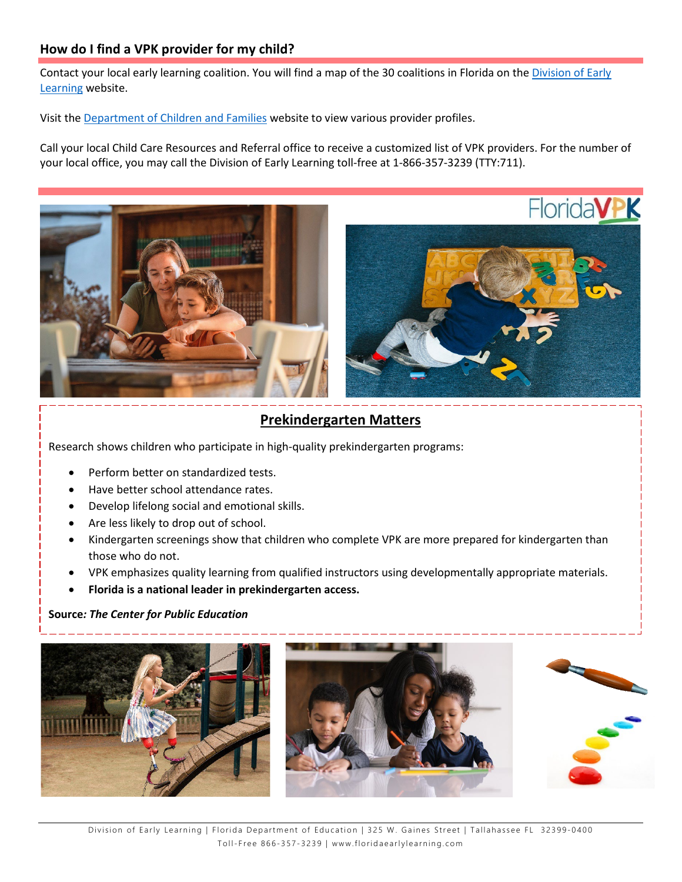## How do I find a VPK provider for my child?

Contact your local early learning coalition. You will find a map of the 30 coalitions in Florida on the Division of Early Learning website.

Visit the Department of Children and Families website to view various provider profiles.

Call your local Child Care Resources and Referral office to receive a customized list of VPK providers. For the number of your local office, you may call the Division of Early Learning toll-free at 1-866-357-3239 (TTY:711).

## Prekindergarten Matters

Research shows children who participate in high-quality prekindergarten programs:

- Perform better on standardized tests.
- Have better school attendance rates.
- Develop lifelong social and emotional skills.
- Are less likely to drop out of school.
- Kindergarten screenings show that children who complete VPK are more prepared for kindergarten than those who do not.
- VPK emphasizes quality learning from qualified instructors using developmentally appropriate materials.
- **Florida is a national leader in prekindergarten access.**

**Source*: The Center for Public Education***

Division of Early Learning | Florida Department of Education | 325 W. Gaines Street | Tallahassee FL 32399-0400
Toll-Free 866-357-3239 | www.floridaearlylearning.com